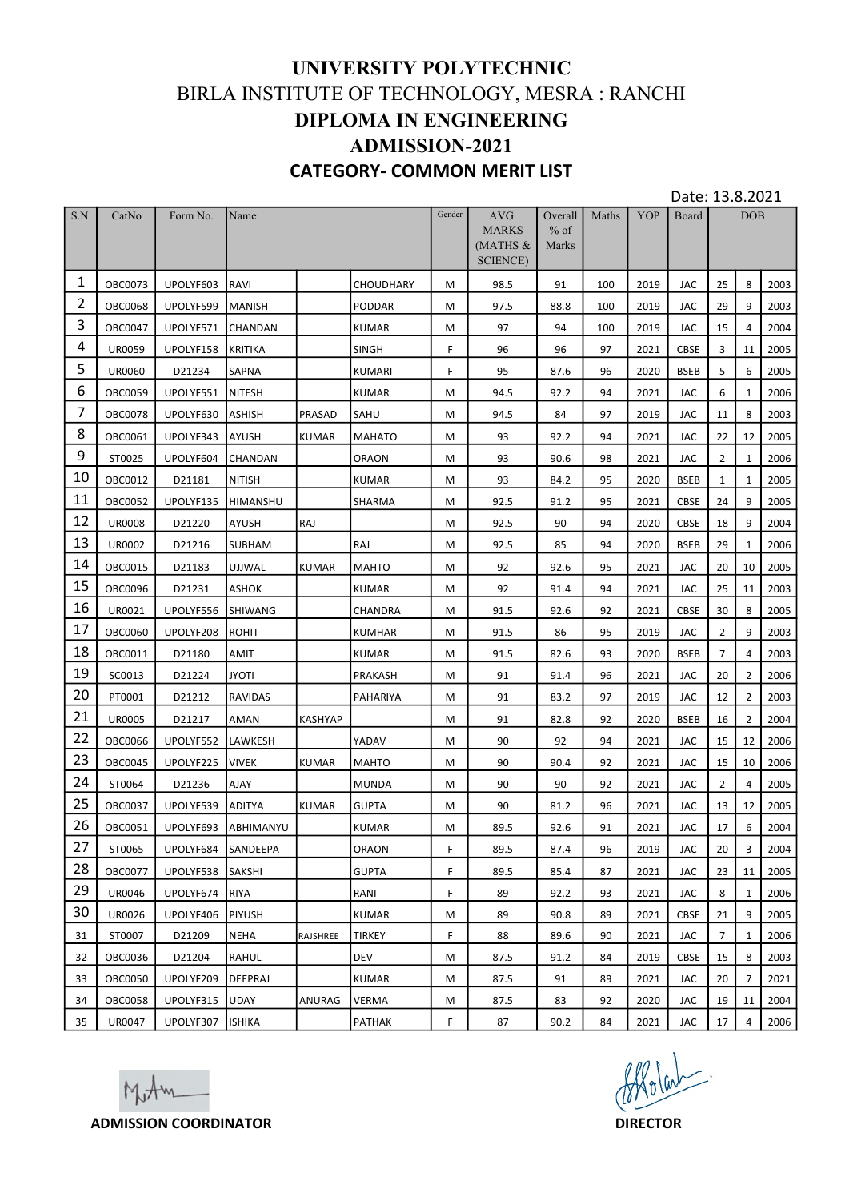# UNIVERSITY POLYTECHNIC

## BIRLA INSTITUTE OF TECHNOLOGY, MESRA : RANCHI

## DIPLOMA IN ENGINEERING

## ADMISSION-2021

### CATEGORY- COMMON MERIT LIST

Date: 13.8.2021

| S.N. | CatNo | Form No. | Name | | | Gender | AVG. MARKS (MATHS & SCIENCE) | Overall % of Marks | Maths | YOP | Board | DOB | | |
|---|---|---|---|---|---|---|---|---|---|---|---|---|---|---|
| 1 | OBC0073 | UPOLYF603 | RAVI | | CHOUDHARY | M | 98.5 | 91 | 100 | 2019 | JAC | 25 | 8 | 2003 |
| 2 | OBC0068 | UPOLYF599 | MANISH | | PODDAR | M | 97.5 | 88.8 | 100 | 2019 | JAC | 29 | 9 | 2003 |
| 3 | OBC0047 | UPOLYF571 | CHANDAN | | KUMAR | M | 97 | 94 | 100 | 2019 | JAC | 15 | 4 | 2004 |
| 4 | UR0059 | UPOLYF158 | KRITIKA | | SINGH | F | 96 | 96 | 97 | 2021 | CBSE | 3 | 11 | 2005 |
| 5 | UR0060 | D21234 | SAPNA | | KUMARI | F | 95 | 87.6 | 96 | 2020 | BSEB | 5 | 6 | 2005 |
| 6 | OBC0059 | UPOLYF551 | NITESH | | KUMAR | M | 94.5 | 92.2 | 94 | 2021 | JAC | 6 | 1 | 2006 |
| 7 | OBC0078 | UPOLYF630 | ASHISH | PRASAD | SAHU | M | 94.5 | 84 | 97 | 2019 | JAC | 11 | 8 | 2003 |
| 8 | OBC0061 | UPOLYF343 | AYUSH | KUMAR | MAHATO | M | 93 | 92.2 | 94 | 2021 | JAC | 22 | 12 | 2005 |
| 9 | ST0025 | UPOLYF604 | CHANDAN | | ORAON | M | 93 | 90.6 | 98 | 2021 | JAC | 2 | 1 | 2006 |
| 10 | OBC0012 | D21181 | NITISH | | KUMAR | M | 93 | 84.2 | 95 | 2020 | BSEB | 1 | 1 | 2005 |
| 11 | OBC0052 | UPOLYF135 | HIMANSHU | | SHARMA | M | 92.5 | 91.2 | 95 | 2021 | CBSE | 24 | 9 | 2005 |
| 12 | UR0008 | D21220 | AYUSH | RAJ | | M | 92.5 | 90 | 94 | 2020 | CBSE | 18 | 9 | 2004 |
| 13 | UR0002 | D21216 | SUBHAM | | RAJ | M | 92.5 | 85 | 94 | 2020 | BSEB | 29 | 1 | 2006 |
| 14 | OBC0015 | D21183 | UJJWAL | KUMAR | MAHTO | M | 92 | 92.6 | 95 | 2021 | JAC | 20 | 10 | 2005 |
| 15 | OBC0096 | D21231 | ASHOK | | KUMAR | M | 92 | 91.4 | 94 | 2021 | JAC | 25 | 11 | 2003 |
| 16 | UR0021 | UPOLYF556 | SHIWANG | | CHANDRA | M | 91.5 | 92.6 | 92 | 2021 | CBSE | 30 | 8 | 2005 |
| 17 | OBC0060 | UPOLYF208 | ROHIT | | KUMHAR | M | 91.5 | 86 | 95 | 2019 | JAC | 2 | 9 | 2003 |
| 18 | OBC0011 | D21180 | AMIT | | KUMAR | M | 91.5 | 82.6 | 93 | 2020 | BSEB | 7 | 4 | 2003 |
| 19 | SC0013 | D21224 | JYOTI | | PRAKASH | M | 91 | 91.4 | 96 | 2021 | JAC | 20 | 2 | 2006 |
| 20 | PT0001 | D21212 | RAVIDAS | | PAHARIYA | M | 91 | 83.2 | 97 | 2019 | JAC | 12 | 2 | 2003 |
| 21 | UR0005 | D21217 | AMAN | KASHYAP | | M | 91 | 82.8 | 92 | 2020 | BSEB | 16 | 2 | 2004 |
| 22 | OBC0066 | UPOLYF552 | LAWKESH | | YADAV | M | 90 | 92 | 94 | 2021 | JAC | 15 | 12 | 2006 |
| 23 | OBC0045 | UPOLYF225 | VIVEK | KUMAR | MAHTO | M | 90 | 90.4 | 92 | 2021 | JAC | 15 | 10 | 2006 |
| 24 | ST0064 | D21236 | AJAY | | MUNDA | M | 90 | 90 | 92 | 2021 | JAC | 2 | 4 | 2005 |
| 25 | OBC0037 | UPOLYF539 | ADITYA | KUMAR | GUPTA | M | 90 | 81.2 | 96 | 2021 | JAC | 13 | 12 | 2005 |
| 26 | OBC0051 | UPOLYF693 | ABHIMANYU | | KUMAR | M | 89.5 | 92.6 | 91 | 2021 | JAC | 17 | 6 | 2004 |
| 27 | ST0065 | UPOLYF684 | SANDEEPA | | ORAON | F | 89.5 | 87.4 | 96 | 2019 | JAC | 20 | 3 | 2004 |
| 28 | OBC0077 | UPOLYF538 | SAKSHI | | GUPTA | F | 89.5 | 85.4 | 87 | 2021 | JAC | 23 | 11 | 2005 |
| 29 | UR0046 | UPOLYF674 | RIYA | | RANI | F | 89 | 92.2 | 93 | 2021 | JAC | 8 | 1 | 2006 |
| 30 | UR0026 | UPOLYF406 | PIYUSH | | KUMAR | M | 89 | 90.8 | 89 | 2021 | CBSE | 21 | 9 | 2005 |
| 31 | ST0007 | D21209 | NEHA | RAJSHREE | TIRKEY | F | 88 | 89.6 | 90 | 2021 | JAC | 7 | 1 | 2006 |
| 32 | OBC0036 | D21204 | RAHUL | | DEV | M | 87.5 | 91.2 | 84 | 2019 | CBSE | 15 | 8 | 2003 |
| 33 | OBC0050 | UPOLYF209 | DEEPRAJ | | KUMAR | M | 87.5 | 91 | 89 | 2021 | JAC | 20 | 7 | 2021 |
| 34 | OBC0058 | UPOLYF315 | UDAY | ANURAG | VERMA | M | 87.5 | 83 | 92 | 2020 | JAC | 19 | 11 | 2004 |
| 35 | UR0047 | UPOLYF307 | ISHIKA | | PATHAK | F | 87 | 90.2 | 84 | 2021 | JAC | 17 | 4 | 2006 |

**ADMISSION COORDINATOR** **DIRECTOR**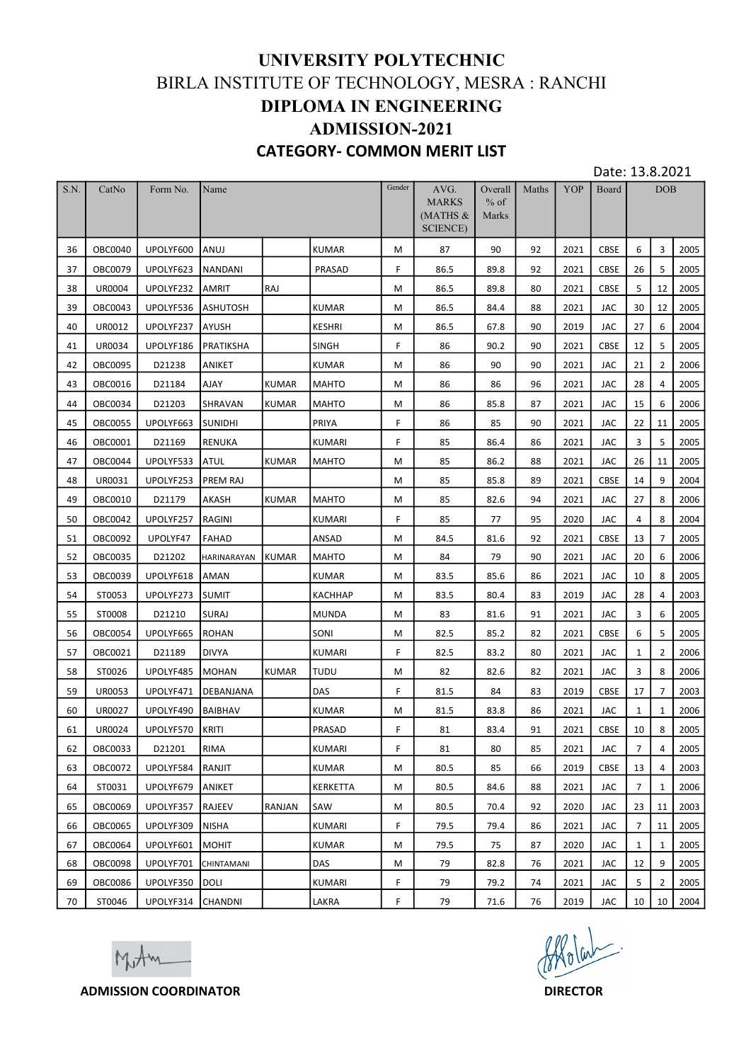# UNIVERSITY POLYTECHNIC

## BIRLA INSTITUTE OF TECHNOLOGY, MESRA : RANCHI

## DIPLOMA IN ENGINEERING

## ADMISSION-2021

### CATEGORY- COMMON MERIT LIST

Date: 13.8.2021

| S.N. | CatNo | Form No. | Name | | | Gender | AVG. MARKS (MATHS & SCIENCE) | Overall % of Marks | Maths | YOP | Board | DOB | | |
|---|---|---|---|---|---|---|---|---|---|---|---|---|---|---|
| 36 | OBC0040 | UPOLYF600 | ANUJ | | KUMAR | M | 87 | 90 | 92 | 2021 | CBSE | 6 | 3 | 2005 |
| 37 | OBC0079 | UPOLYF623 | NANDANI | | PRASAD | F | 86.5 | 89.8 | 92 | 2021 | CBSE | 26 | 5 | 2005 |
| 38 | UR0004 | UPOLYF232 | AMRIT | RAJ | | M | 86.5 | 89.8 | 80 | 2021 | CBSE | 5 | 12 | 2005 |
| 39 | OBC0043 | UPOLYF536 | ASHUTOSH | | KUMAR | M | 86.5 | 84.4 | 88 | 2021 | JAC | 30 | 12 | 2005 |
| 40 | UR0012 | UPOLYF237 | AYUSH | | KESHRI | M | 86.5 | 67.8 | 90 | 2019 | JAC | 27 | 6 | 2004 |
| 41 | UR0034 | UPOLYF186 | PRATIKSHA | | SINGH | F | 86 | 90.2 | 90 | 2021 | CBSE | 12 | 5 | 2005 |
| 42 | OBC0095 | D21238 | ANIKET | | KUMAR | M | 86 | 90 | 90 | 2021 | JAC | 21 | 2 | 2006 |
| 43 | OBC0016 | D21184 | AJAY | KUMAR | MAHTO | M | 86 | 86 | 96 | 2021 | JAC | 28 | 4 | 2005 |
| 44 | OBC0034 | D21203 | SHRAVAN | KUMAR | MAHTO | M | 86 | 85.8 | 87 | 2021 | JAC | 15 | 6 | 2006 |
| 45 | OBC0055 | UPOLYF663 | SUNIDHI | | PRIYA | F | 86 | 85 | 90 | 2021 | JAC | 22 | 11 | 2005 |
| 46 | OBC0001 | D21169 | RENUKA | | KUMARI | F | 85 | 86.4 | 86 | 2021 | JAC | 3 | 5 | 2005 |
| 47 | OBC0044 | UPOLYF533 | ATUL | KUMAR | MAHTO | M | 85 | 86.2 | 88 | 2021 | JAC | 26 | 11 | 2005 |
| 48 | UR0031 | UPOLYF253 | PREM RAJ | | | M | 85 | 85.8 | 89 | 2021 | CBSE | 14 | 9 | 2004 |
| 49 | OBC0010 | D21179 | AKASH | KUMAR | MAHTO | M | 85 | 82.6 | 94 | 2021 | JAC | 27 | 8 | 2006 |
| 50 | OBC0042 | UPOLYF257 | RAGINI | | KUMARI | F | 85 | 77 | 95 | 2020 | JAC | 4 | 8 | 2004 |
| 51 | OBC0092 | UPOLYF47 | FAHAD | | ANSAD | M | 84.5 | 81.6 | 92 | 2021 | CBSE | 13 | 7 | 2005 |
| 52 | OBC0035 | D21202 | HARINARAYAN | KUMAR | MAHTO | M | 84 | 79 | 90 | 2021 | JAC | 20 | 6 | 2006 |
| 53 | OBC0039 | UPOLYF618 | AMAN | | KUMAR | M | 83.5 | 85.6 | 86 | 2021 | JAC | 10 | 8 | 2005 |
| 54 | ST0053 | UPOLYF273 | SUMIT | | KACHHAP | M | 83.5 | 80.4 | 83 | 2019 | JAC | 28 | 4 | 2003 |
| 55 | ST0008 | D21210 | SURAJ | | MUNDA | M | 83 | 81.6 | 91 | 2021 | JAC | 3 | 6 | 2005 |
| 56 | OBC0054 | UPOLYF665 | ROHAN | | SONI | M | 82.5 | 85.2 | 82 | 2021 | CBSE | 6 | 5 | 2005 |
| 57 | OBC0021 | D21189 | DIVYA | | KUMARI | F | 82.5 | 83.2 | 80 | 2021 | JAC | 1 | 2 | 2006 |
| 58 | ST0026 | UPOLYF485 | MOHAN | KUMAR | TUDU | M | 82 | 82.6 | 82 | 2021 | JAC | 3 | 8 | 2006 |
| 59 | UR0053 | UPOLYF471 | DEBANJANA | | DAS | F | 81.5 | 84 | 83 | 2019 | CBSE | 17 | 7 | 2003 |
| 60 | UR0027 | UPOLYF490 | BAIBHAV | | KUMAR | M | 81.5 | 83.8 | 86 | 2021 | JAC | 1 | 1 | 2006 |
| 61 | UR0024 | UPOLYF570 | KRITI | | PRASAD | F | 81 | 83.4 | 91 | 2021 | CBSE | 10 | 8 | 2005 |
| 62 | OBC0033 | D21201 | RIMA | | KUMARI | F | 81 | 80 | 85 | 2021 | JAC | 7 | 4 | 2005 |
| 63 | OBC0072 | UPOLYF584 | RANJIT | | KUMAR | M | 80.5 | 85 | 66 | 2019 | CBSE | 13 | 4 | 2003 |
| 64 | ST0031 | UPOLYF679 | ANIKET | | KERKETTA | M | 80.5 | 84.6 | 88 | 2021 | JAC | 7 | 1 | 2006 |
| 65 | OBC0069 | UPOLYF357 | RAJEEV | RANJAN | SAW | M | 80.5 | 70.4 | 92 | 2020 | JAC | 23 | 11 | 2003 |
| 66 | OBC0065 | UPOLYF309 | NISHA | | KUMARI | F | 79.5 | 79.4 | 86 | 2021 | JAC | 7 | 11 | 2005 |
| 67 | OBC0064 | UPOLYF601 | MOHIT | | KUMAR | M | 79.5 | 75 | 87 | 2020 | JAC | 1 | 1 | 2005 |
| 68 | OBC0098 | UPOLYF701 | CHINTAMANI | | DAS | M | 79 | 82.8 | 76 | 2021 | JAC | 12 | 9 | 2005 |
| 69 | OBC0086 | UPOLYF350 | DOLI | | KUMARI | F | 79 | 79.2 | 74 | 2021 | JAC | 5 | 2 | 2005 |
| 70 | ST0046 | UPOLYF314 | CHANDNI | | LAKRA | F | 79 | 71.6 | 76 | 2019 | JAC | 10 | 10 | 2004 |

**ADMISSION COORDINATOR** **DIRECTOR**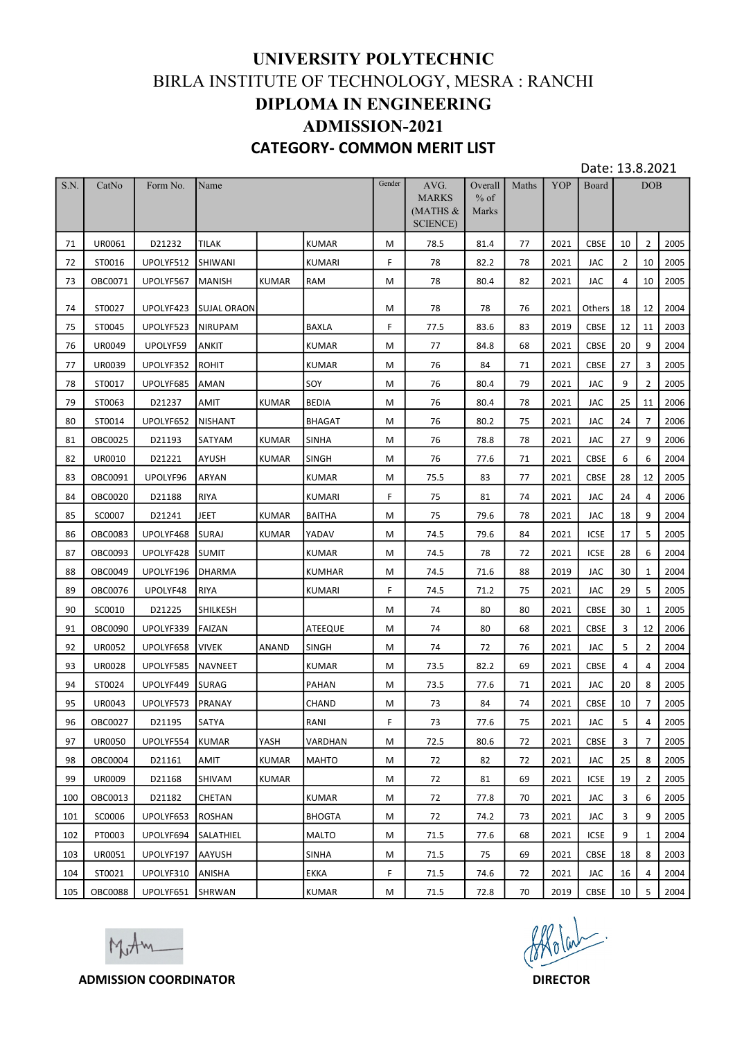# UNIVERSITY POLYTECHNIC

## BIRLA INSTITUTE OF TECHNOLOGY, MESRA : RANCHI

## DIPLOMA IN ENGINEERING

## ADMISSION-2021

### CATEGORY- COMMON MERIT LIST

Date: 13.8.2021

| S.N. | CatNo | Form No. | Name | | | Gender | AVG. MARKS (MATHS & SCIENCE) | Overall % of Marks | Maths | YOP | Board | DOB | | |
|---|---|---|---|---|---|---|---|---|---|---|---|---|---|---|
| 71 | UR0061 | D21232 | TILAK | | KUMAR | M | 78.5 | 81.4 | 77 | 2021 | CBSE | 10 | 2 | 2005 |
| 72 | ST0016 | UPOLYF512 | SHIWANI | | KUMARI | F | 78 | 82.2 | 78 | 2021 | JAC | 2 | 10 | 2005 |
| 73 | OBC0071 | UPOLYF567 | MANISH | KUMAR | RAM | M | 78 | 80.4 | 82 | 2021 | JAC | 4 | 10 | 2005 |
| 74 | ST0027 | UPOLYF423 | SUJAL ORAON | | | M | 78 | 78 | 76 | 2021 | Others | 18 | 12 | 2004 |
| 75 | ST0045 | UPOLYF523 | NIRUPAM | | BAXLA | F | 77.5 | 83.6 | 83 | 2019 | CBSE | 12 | 11 | 2003 |
| 76 | UR0049 | UPOLYF59 | ANKIT | | KUMAR | M | 77 | 84.8 | 68 | 2021 | CBSE | 20 | 9 | 2004 |
| 77 | UR0039 | UPOLYF352 | ROHIT | | KUMAR | M | 76 | 84 | 71 | 2021 | CBSE | 27 | 3 | 2005 |
| 78 | ST0017 | UPOLYF685 | AMAN | | SOY | M | 76 | 80.4 | 79 | 2021 | JAC | 9 | 2 | 2005 |
| 79 | ST0063 | D21237 | AMIT | KUMAR | BEDIA | M | 76 | 80.4 | 78 | 2021 | JAC | 25 | 11 | 2006 |
| 80 | ST0014 | UPOLYF652 | NISHANT | | BHAGAT | M | 76 | 80.2 | 75 | 2021 | JAC | 24 | 7 | 2006 |
| 81 | OBC0025 | D21193 | SATYAM | KUMAR | SINHA | M | 76 | 78.8 | 78 | 2021 | JAC | 27 | 9 | 2006 |
| 82 | UR0010 | D21221 | AYUSH | KUMAR | SINGH | M | 76 | 77.6 | 71 | 2021 | CBSE | 6 | 6 | 2004 |
| 83 | OBC0091 | UPOLYF96 | ARYAN | | KUMAR | M | 75.5 | 83 | 77 | 2021 | CBSE | 28 | 12 | 2005 |
| 84 | OBC0020 | D21188 | RIYA | | KUMARI | F | 75 | 81 | 74 | 2021 | JAC | 24 | 4 | 2006 |
| 85 | SC0007 | D21241 | JEET | KUMAR | BAITHA | M | 75 | 79.6 | 78 | 2021 | JAC | 18 | 9 | 2004 |
| 86 | OBC0083 | UPOLYF468 | SURAJ | KUMAR | YADAV | M | 74.5 | 79.6 | 84 | 2021 | ICSE | 17 | 5 | 2005 |
| 87 | OBC0093 | UPOLYF428 | SUMIT | | KUMAR | M | 74.5 | 78 | 72 | 2021 | ICSE | 28 | 6 | 2004 |
| 88 | OBC0049 | UPOLYF196 | DHARMA | | KUMHAR | M | 74.5 | 71.6 | 88 | 2019 | JAC | 30 | 1 | 2004 |
| 89 | OBC0076 | UPOLYF48 | RIYA | | KUMARI | F | 74.5 | 71.2 | 75 | 2021 | JAC | 29 | 5 | 2005 |
| 90 | SC0010 | D21225 | SHILKESH | | | M | 74 | 80 | 80 | 2021 | CBSE | 30 | 1 | 2005 |
| 91 | OBC0090 | UPOLYF339 | FAIZAN | | ATEEQUE | M | 74 | 80 | 68 | 2021 | CBSE | 3 | 12 | 2006 |
| 92 | UR0052 | UPOLYF658 | VIVEK | ANAND | SINGH | M | 74 | 72 | 76 | 2021 | JAC | 5 | 2 | 2004 |
| 93 | UR0028 | UPOLYF585 | NAVNEET | | KUMAR | M | 73.5 | 82.2 | 69 | 2021 | CBSE | 4 | 4 | 2004 |
| 94 | ST0024 | UPOLYF449 | SURAG | | PAHAN | M | 73.5 | 77.6 | 71 | 2021 | JAC | 20 | 8 | 2005 |
| 95 | UR0043 | UPOLYF573 | PRANAY | | CHAND | M | 73 | 84 | 74 | 2021 | CBSE | 10 | 7 | 2005 |
| 96 | OBC0027 | D21195 | SATYA | | RANI | F | 73 | 77.6 | 75 | 2021 | JAC | 5 | 4 | 2005 |
| 97 | UR0050 | UPOLYF554 | KUMAR | YASH | VARDHAN | M | 72.5 | 80.6 | 72 | 2021 | CBSE | 3 | 7 | 2005 |
| 98 | OBC0004 | D21161 | AMIT | KUMAR | MAHTO | M | 72 | 82 | 72 | 2021 | JAC | 25 | 8 | 2005 |
| 99 | UR0009 | D21168 | SHIVAM | KUMAR | | M | 72 | 81 | 69 | 2021 | ICSE | 19 | 2 | 2005 |
| 100 | OBC0013 | D21182 | CHETAN | | KUMAR | M | 72 | 77.8 | 70 | 2021 | JAC | 3 | 6 | 2005 |
| 101 | SC0006 | UPOLYF653 | ROSHAN | | BHOGTA | M | 72 | 74.2 | 73 | 2021 | JAC | 3 | 9 | 2005 |
| 102 | PT0003 | UPOLYF694 | SALATHIEL | | MALTO | M | 71.5 | 77.6 | 68 | 2021 | ICSE | 9 | 1 | 2004 |
| 103 | UR0051 | UPOLYF197 | AAYUSH | | SINHA | M | 71.5 | 75 | 69 | 2021 | CBSE | 18 | 8 | 2003 |
| 104 | ST0021 | UPOLYF310 | ANISHA | | EKKA | F | 71.5 | 74.6 | 72 | 2021 | JAC | 16 | 4 | 2004 |
| 105 | OBC0088 | UPOLYF651 | SHRWAN | | KUMAR | M | 71.5 | 72.8 | 70 | 2019 | CBSE | 10 | 5 | 2004 |

**ADMISSION COORDINATOR** **DIRECTOR**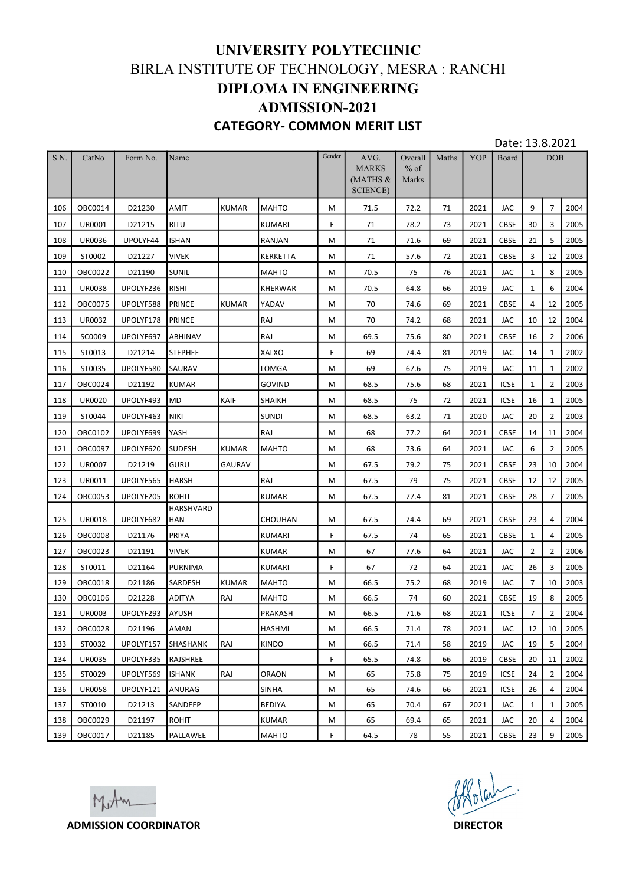# UNIVERSITY POLYTECHNIC

## BIRLA INSTITUTE OF TECHNOLOGY, MESRA : RANCHI

## DIPLOMA IN ENGINEERING

## ADMISSION-2021

### CATEGORY- COMMON MERIT LIST

Date: 13.8.2021

| S.N. | CatNo | Form No. | Name | | | Gender | AVG. MARKS (MATHS & SCIENCE) | Overall % of Marks | Maths | YOP | Board | DOB | | |
|---|---|---|---|---|---|---|---|---|---|---|---|---|---|---|
| 106 | OBC0014 | D21230 | AMIT | KUMAR | MAHTO | M | 71.5 | 72.2 | 71 | 2021 | JAC | 9 | 7 | 2004 |
| 107 | UR0001 | D21215 | RITU | | KUMARI | F | 71 | 78.2 | 73 | 2021 | CBSE | 30 | 3 | 2005 |
| 108 | UR0036 | UPOLYF44 | ISHAN | | RANJAN | M | 71 | 71.6 | 69 | 2021 | CBSE | 21 | 5 | 2005 |
| 109 | ST0002 | D21227 | VIVEK | | KERKETTA | M | 71 | 57.6 | 72 | 2021 | CBSE | 3 | 12 | 2003 |
| 110 | OBC0022 | D21190 | SUNIL | | MAHTO | M | 70.5 | 75 | 76 | 2021 | JAC | 1 | 8 | 2005 |
| 111 | UR0038 | UPOLYF236 | RISHI | | KHERWAR | M | 70.5 | 64.8 | 66 | 2019 | JAC | 1 | 6 | 2004 |
| 112 | OBC0075 | UPOLYF588 | PRINCE | KUMAR | YADAV | M | 70 | 74.6 | 69 | 2021 | CBSE | 4 | 12 | 2005 |
| 113 | UR0032 | UPOLYF178 | PRINCE | | RAJ | M | 70 | 74.2 | 68 | 2021 | JAC | 10 | 12 | 2004 |
| 114 | SC0009 | UPOLYF697 | ABHINAV | | RAJ | M | 69.5 | 75.6 | 80 | 2021 | CBSE | 16 | 2 | 2006 |
| 115 | ST0013 | D21214 | STEPHEE | | XALXO | F | 69 | 74.4 | 81 | 2019 | JAC | 14 | 1 | 2002 |
| 116 | ST0035 | UPOLYF580 | SAURAV | | LOMGA | M | 69 | 67.6 | 75 | 2019 | JAC | 11 | 1 | 2002 |
| 117 | OBC0024 | D21192 | KUMAR | | GOVIND | M | 68.5 | 75.6 | 68 | 2021 | ICSE | 1 | 2 | 2003 |
| 118 | UR0020 | UPOLYF493 | MD | KAIF | SHAIKH | M | 68.5 | 75 | 72 | 2021 | ICSE | 16 | 1 | 2005 |
| 119 | ST0044 | UPOLYF463 | NIKI | | SUNDI | M | 68.5 | 63.2 | 71 | 2020 | JAC | 20 | 2 | 2003 |
| 120 | OBC0102 | UPOLYF699 | YASH | | RAJ | M | 68 | 77.2 | 64 | 2021 | CBSE | 14 | 11 | 2004 |
| 121 | OBC0097 | UPOLYF620 | SUDESH | KUMAR | MAHTO | M | 68 | 73.6 | 64 | 2021 | JAC | 6 | 2 | 2005 |
| 122 | UR0007 | D21219 | GURU | GAURAV | | M | 67.5 | 79.2 | 75 | 2021 | CBSE | 23 | 10 | 2004 |
| 123 | UR0011 | UPOLYF565 | HARSH | | RAJ | M | 67.5 | 79 | 75 | 2021 | CBSE | 12 | 12 | 2005 |
| 124 | OBC0053 | UPOLYF205 | ROHIT | | KUMAR | M | 67.5 | 77.4 | 81 | 2021 | CBSE | 28 | 7 | 2005 |
| 125 | UR0018 | UPOLYF682 | HARSHVARDHAN | | CHOUHAN | M | 67.5 | 74.4 | 69 | 2021 | CBSE | 23 | 4 | 2004 |
| 126 | OBC0008 | D21176 | PRIYA | | KUMARI | F | 67.5 | 74 | 65 | 2021 | CBSE | 1 | 4 | 2005 |
| 127 | OBC0023 | D21191 | VIVEK | | KUMAR | M | 67 | 77.6 | 64 | 2021 | JAC | 2 | 2 | 2006 |
| 128 | ST0011 | D21164 | PURNIMA | | KUMARI | F | 67 | 72 | 64 | 2021 | JAC | 26 | 3 | 2005 |
| 129 | OBC0018 | D21186 | SARDESH | KUMAR | MAHTO | M | 66.5 | 75.2 | 68 | 2019 | JAC | 7 | 10 | 2003 |
| 130 | OBC0106 | D21228 | ADITYA | RAJ | MAHTO | M | 66.5 | 74 | 60 | 2021 | CBSE | 19 | 8 | 2005 |
| 131 | UR0003 | UPOLYF293 | AYUSH | | PRAKASH | M | 66.5 | 71.6 | 68 | 2021 | ICSE | 7 | 2 | 2004 |
| 132 | OBC0028 | D21196 | AMAN | | HASHMI | M | 66.5 | 71.4 | 78 | 2021 | JAC | 12 | 10 | 2005 |
| 133 | ST0032 | UPOLYF157 | SHASHANK | RAJ | KINDO | M | 66.5 | 71.4 | 58 | 2019 | JAC | 19 | 5 | 2004 |
| 134 | UR0035 | UPOLYF335 | RAJSHREE | | | F | 65.5 | 74.8 | 66 | 2019 | CBSE | 20 | 11 | 2002 |
| 135 | ST0029 | UPOLYF569 | ISHANK | RAJ | ORAON | M | 65 | 75.8 | 75 | 2019 | ICSE | 24 | 2 | 2004 |
| 136 | UR0058 | UPOLYF121 | ANURAG | | SINHA | M | 65 | 74.6 | 66 | 2021 | ICSE | 26 | 4 | 2004 |
| 137 | ST0010 | D21213 | SANDEEP | | BEDIYA | M | 65 | 70.4 | 67 | 2021 | JAC | 1 | 1 | 2005 |
| 138 | OBC0029 | D21197 | ROHIT | | KUMAR | M | 65 | 69.4 | 65 | 2021 | JAC | 20 | 4 | 2004 |
| 139 | OBC0017 | D21185 | PALLAWEE | | MAHTO | F | 64.5 | 78 | 55 | 2021 | CBSE | 23 | 9 | 2005 |

**ADMISSION COORDINATOR** **DIRECTOR**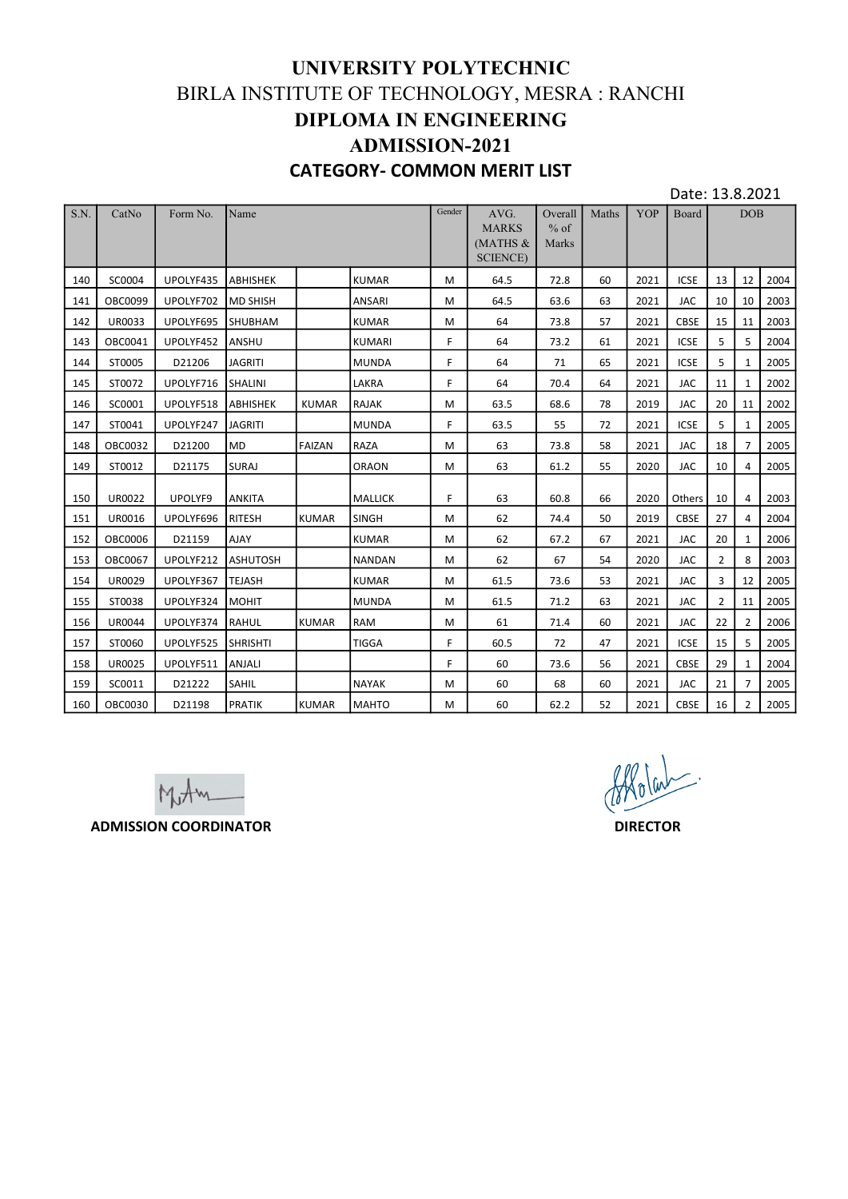# UNIVERSITY POLYTECHNIC

## BIRLA INSTITUTE OF TECHNOLOGY, MESRA : RANCHI

## DIPLOMA IN ENGINEERING

## ADMISSION-2021

### CATEGORY- COMMON MERIT LIST

Date: 13.8.2021

| S.N. | CatNo | Form No. | Name | | | Gender | AVG. MARKS (MATHS & SCIENCE) | Overall % of Marks | Maths | YOP | Board | DOB | | |
|---|---|---|---|---|---|---|---|---|---|---|---|---|---|---|
| 140 | SC0004 | UPOLYF435 | ABHISHEK | | KUMAR | M | 64.5 | 72.8 | 60 | 2021 | ICSE | 13 | 12 | 2004 |
| 141 | OBC0099 | UPOLYF702 | MD SHISH | | ANSARI | M | 64.5 | 63.6 | 63 | 2021 | JAC | 10 | 10 | 2003 |
| 142 | UR0033 | UPOLYF695 | SHUBHAM | | KUMAR | M | 64 | 73.8 | 57 | 2021 | CBSE | 15 | 11 | 2003 |
| 143 | OBC0041 | UPOLYF452 | ANSHU | | KUMARI | F | 64 | 73.2 | 61 | 2021 | ICSE | 5 | 5 | 2004 |
| 144 | ST0005 | D21206 | JAGRITI | | MUNDA | F | 64 | 71 | 65 | 2021 | ICSE | 5 | 1 | 2005 |
| 145 | ST0072 | UPOLYF716 | SHALINI | | LAKRA | F | 64 | 70.4 | 64 | 2021 | JAC | 11 | 1 | 2002 |
| 146 | SC0001 | UPOLYF518 | ABHISHEK | KUMAR | RAJAK | M | 63.5 | 68.6 | 78 | 2019 | JAC | 20 | 11 | 2002 |
| 147 | ST0041 | UPOLYF247 | JAGRITI | | MUNDA | F | 63.5 | 55 | 72 | 2021 | ICSE | 5 | 1 | 2005 |
| 148 | OBC0032 | D21200 | MD | FAIZAN | RAZA | M | 63 | 73.8 | 58 | 2021 | JAC | 18 | 7 | 2005 |
| 149 | ST0012 | D21175 | SURAJ | | ORAON | M | 63 | 61.2 | 55 | 2020 | JAC | 10 | 4 | 2005 |
| 150 | UR0022 | UPOLYF9 | ANKITA | | MALLICK | F | 63 | 60.8 | 66 | 2020 | Others | 10 | 4 | 2003 |
| 151 | UR0016 | UPOLYF696 | RITESH | KUMAR | SINGH | M | 62 | 74.4 | 50 | 2019 | CBSE | 27 | 4 | 2004 |
| 152 | OBC0006 | D21159 | AJAY | | KUMAR | M | 62 | 67.2 | 67 | 2021 | JAC | 20 | 1 | 2006 |
| 153 | OBC0067 | UPOLYF212 | ASHUTOSH | | NANDAN | M | 62 | 67 | 54 | 2020 | JAC | 2 | 8 | 2003 |
| 154 | UR0029 | UPOLYF367 | TEJASH | | KUMAR | M | 61.5 | 73.6 | 53 | 2021 | JAC | 3 | 12 | 2005 |
| 155 | ST0038 | UPOLYF324 | MOHIT | | MUNDA | M | 61.5 | 71.2 | 63 | 2021 | JAC | 2 | 11 | 2005 |
| 156 | UR0044 | UPOLYF374 | RAHUL | KUMAR | RAM | M | 61 | 71.4 | 60 | 2021 | JAC | 22 | 2 | 2006 |
| 157 | ST0060 | UPOLYF525 | SHRISHTI | | TIGGA | F | 60.5 | 72 | 47 | 2021 | ICSE | 15 | 5 | 2005 |
| 158 | UR0025 | UPOLYF511 | ANJALI | | | F | 60 | 73.6 | 56 | 2021 | CBSE | 29 | 1 | 2004 |
| 159 | SC0011 | D21222 | SAHIL | | NAYAK | M | 60 | 68 | 60 | 2021 | JAC | 21 | 7 | 2005 |
| 160 | OBC0030 | D21198 | PRATIK | KUMAR | MAHTO | M | 60 | 62.2 | 52 | 2021 | CBSE | 16 | 2 | 2005 |

**ADMISSION COORDINATOR** **DIRECTOR**